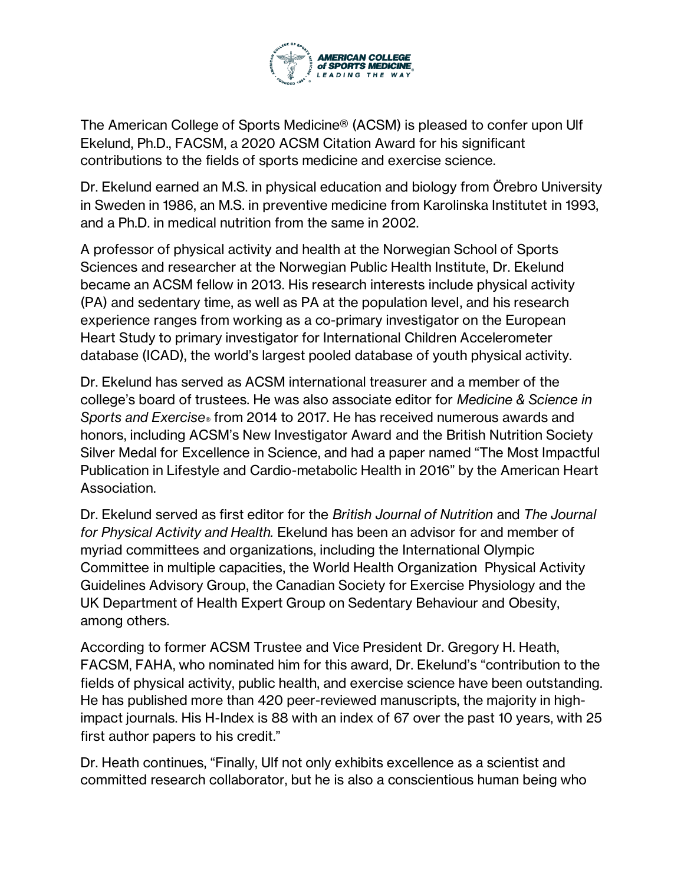The American College of Sports Medicine® (ACSM) is pleased to confer upon Ulf Ekelund, Ph.D., FACSM, a 2020 ACSM Citation Award for his significant contributions to the fields of sports medicine and exercise science.

Dr. Ekelund earned an M.S. in physical education and biology from Örebro University in Sweden in 1986, an M.S. in preventive medicine from Karolinska Institutet in 1993, and a Ph.D. in medical nutrition from the same in 2002.

A professor of physical activity and health at the Norwegian School of Sports Sciences and researcher at the Norwegian Public Health Institute, Dr. Ekelund became an ACSM fellow in 2013. His research interests include physical activity (PA) and sedentary time, as well as PA at the population level, and his research experience ranges from working as a co-primary investigator on the European Heart Study to primary investigator for International Children Accelerometer database (ICAD), the world's largest pooled database of youth physical activity.

Dr. Ekelund has served as ACSM international treasurer and a member of the college's board of trustees. He was also associate editor for *Medicine & Science in Sports and Exercise®* from 2014 to 2017. He has received numerous awards and honors, including ACSM's New Investigator Award and the British Nutrition Society Silver Medal for Excellence in Science, and had a paper named "The Most Impactful Publication in Lifestyle and Cardio-metabolic Health in 2016" by the American Heart Association.

Dr. Ekelund served as first editor for the *British Journal of Nutrition* and *The Journal for Physical Activity and Health.* Ekelund has been an advisor for and member of myriad committees and organizations, including the International Olympic Committee in multiple capacities, the World Health Organization Physical Activity Guidelines Advisory Group, the Canadian Society for Exercise Physiology and the UK Department of Health Expert Group on Sedentary Behaviour and Obesity, among others.

According to former ACSM Trustee and Vice President Dr. Gregory H. Heath, FACSM, FAHA, who nominated him for this award, Dr. Ekelund's "contribution to the fields of physical activity, public health, and exercise science have been outstanding. He has published more than 420 peer-reviewed manuscripts, the majority in high-impact journals. His H-Index is 88 with an index of 67 over the past 10 years, with 25 first author papers to his credit."

Dr. Heath continues, "Finally, Ulf not only exhibits excellence as a scientist and committed research collaborator, but he is also a conscientious human being who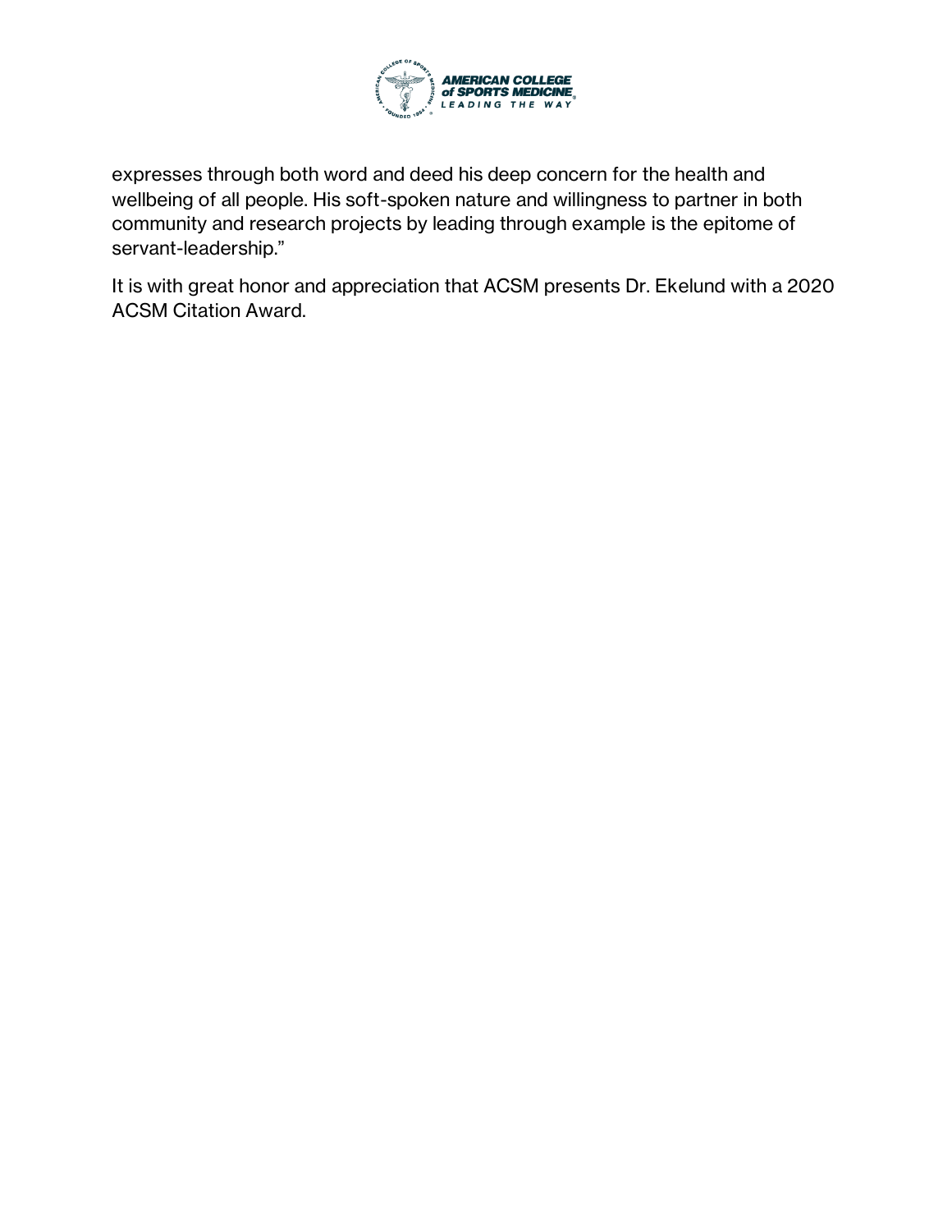expresses through both word and deed his deep concern for the health and wellbeing of all people. His soft-spoken nature and willingness to partner in both community and research projects by leading through example is the epitome of servant-leadership."

It is with great honor and appreciation that ACSM presents Dr. Ekelund with a 2020 ACSM Citation Award.